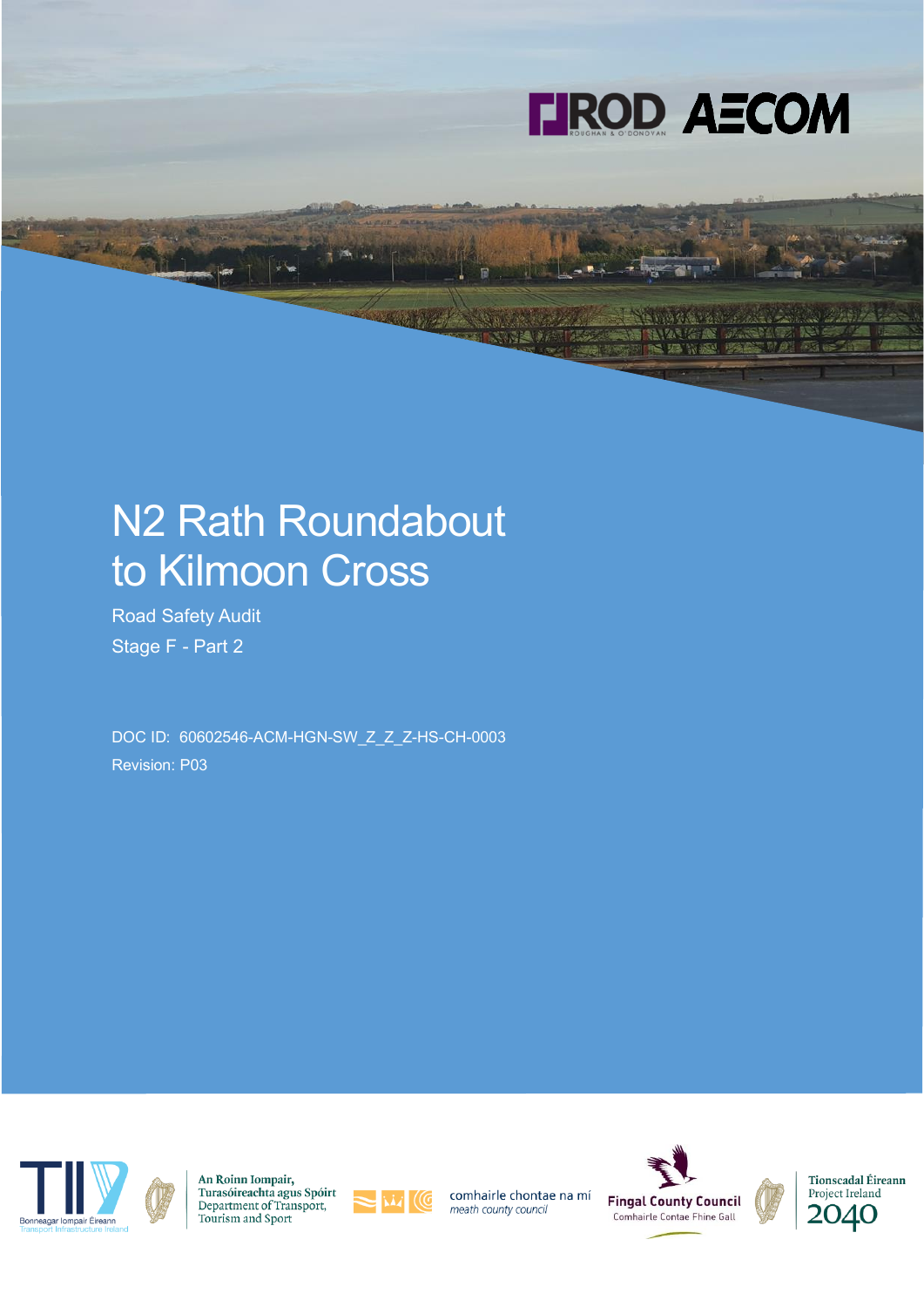# N2 Rath Roundabout to Kilmoon Cross

Road Safety Audit

Stage F - Part 2

DOC ID: 60602546-ACM-HGN-SW_Z_Z_Z-HS-CH-0003

Revision: P03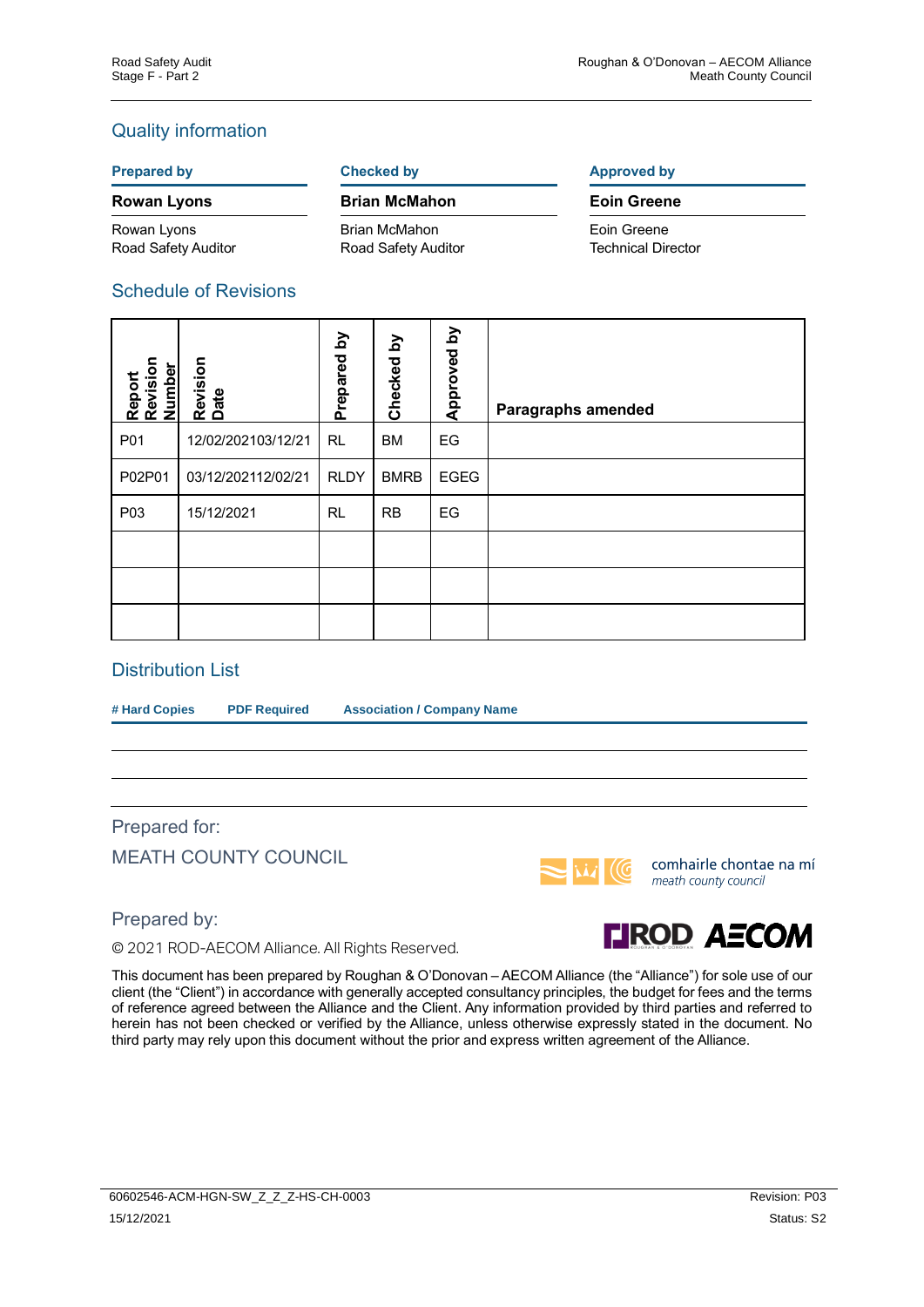## Quality information

| Prepared by | Checked by | Approved by |
|---|---|---|
| **Rowan Lyons** | **Brian McMahon** | **Eoin Greene** |
| Rowan Lyons<br>Road Safety Auditor | Brian McMahon<br>Road Safety Auditor | Eoin Greene<br>Technical Director |

## Schedule of Revisions

| Report Revision Number | Revision Date | Prepared by | Checked by | Approved by | Paragraphs amended |
|---|---|---|---|---|---|
| P01 | 12/02/202103/12/21 | RL | BM | EG | |
| P02P01 | 03/12/202112/02/21 | RLDY | BMRB | EGEG | |
| P03 | 15/12/2021 | RL | RB | EG | |
| | | | | | |
| | | | | | |
| | | | | | |

## Distribution List

| # Hard Copies | PDF Required | Association / Company Name |
|---|---|---|
| | | |
| | | |
| | | |

Prepared for:

MEATH COUNTY COUNCIL

comhairle chontae na mí
*meath county council*

Prepared by:

© 2021 ROD-AECOM Alliance. All Rights Reserved.

This document has been prepared by Roughan & O'Donovan – AECOM Alliance (the "Alliance") for sole use of our client (the "Client") in accordance with generally accepted consultancy principles, the budget for fees and the terms of reference agreed between the Alliance and the Client. Any information provided by third parties and referred to herein has not been checked or verified by the Alliance, unless otherwise expressly stated in the document. No third party may rely upon this document without the prior and express written agreement of the Alliance.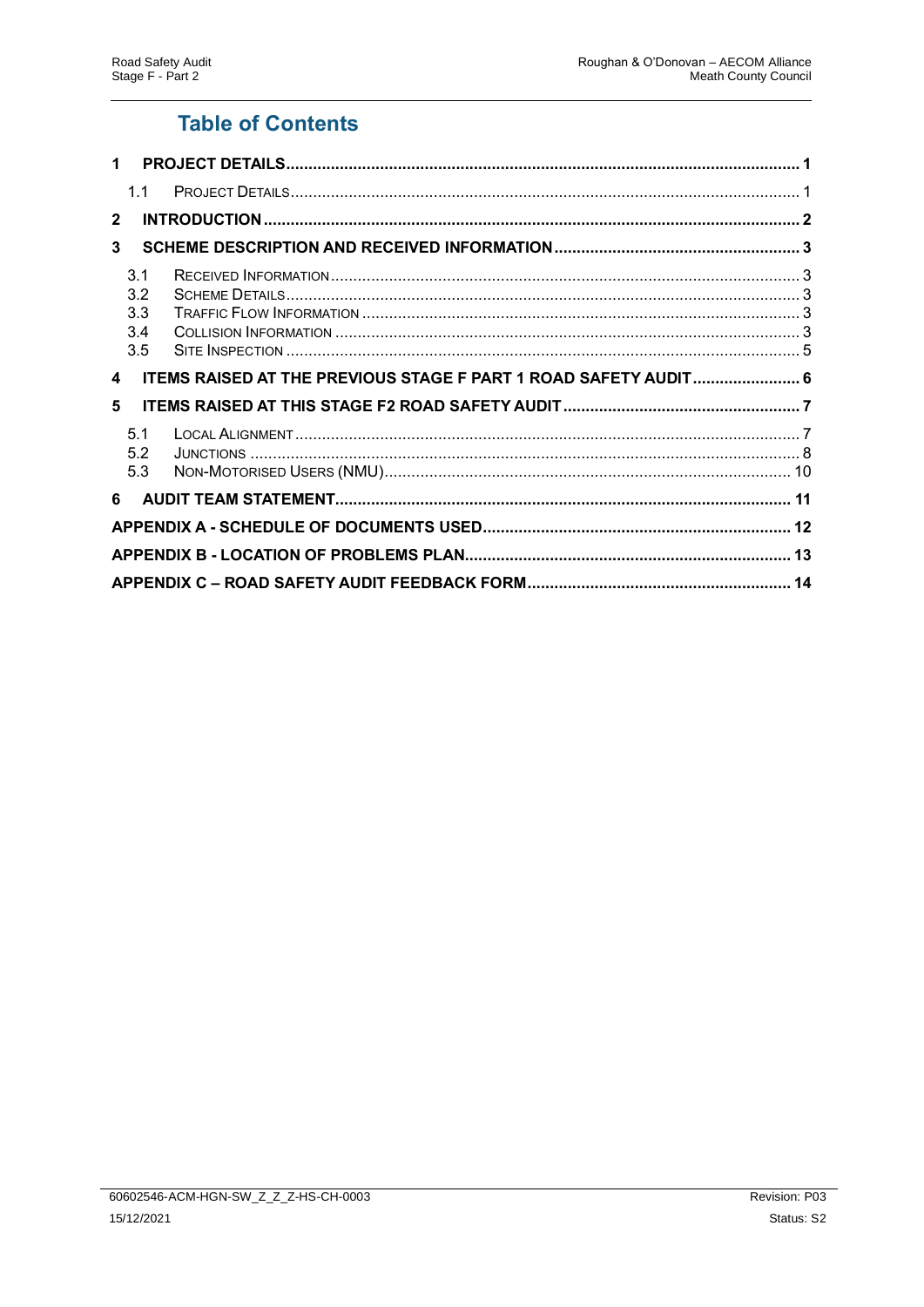## Table of Contents

| | | |
|---|---|---|
| **1** | **PROJECT DETAILS** | **1** |
| 1.1 | PROJECT DETAILS | 1 |
| **2** | **INTRODUCTION** | **2** |
| **3** | **SCHEME DESCRIPTION AND RECEIVED INFORMATION** | **3** |
| 3.1 | RECEIVED INFORMATION | 3 |
| 3.2 | SCHEME DETAILS | 3 |
| 3.3 | TRAFFIC FLOW INFORMATION | 3 |
| 3.4 | COLLISION INFORMATION | 3 |
| 3.5 | SITE INSPECTION | 5 |
| **4** | **ITEMS RAISED AT THE PREVIOUS STAGE F PART 1 ROAD SAFETY AUDIT** | **6** |
| **5** | **ITEMS RAISED AT THIS STAGE F2 ROAD SAFETY AUDIT** | **7** |
| 5.1 | LOCAL ALIGNMENT | 7 |
| 5.2 | JUNCTIONS | 8 |
| 5.3 | NON-MOTORISED USERS (NMU) | 10 |
| **6** | **AUDIT TEAM STATEMENT** | **11** |
| | **APPENDIX A - SCHEDULE OF DOCUMENTS USED** | **12** |
| | **APPENDIX B - LOCATION OF PROBLEMS PLAN** | **13** |
| | **APPENDIX C – ROAD SAFETY AUDIT FEEDBACK FORM** | **14** |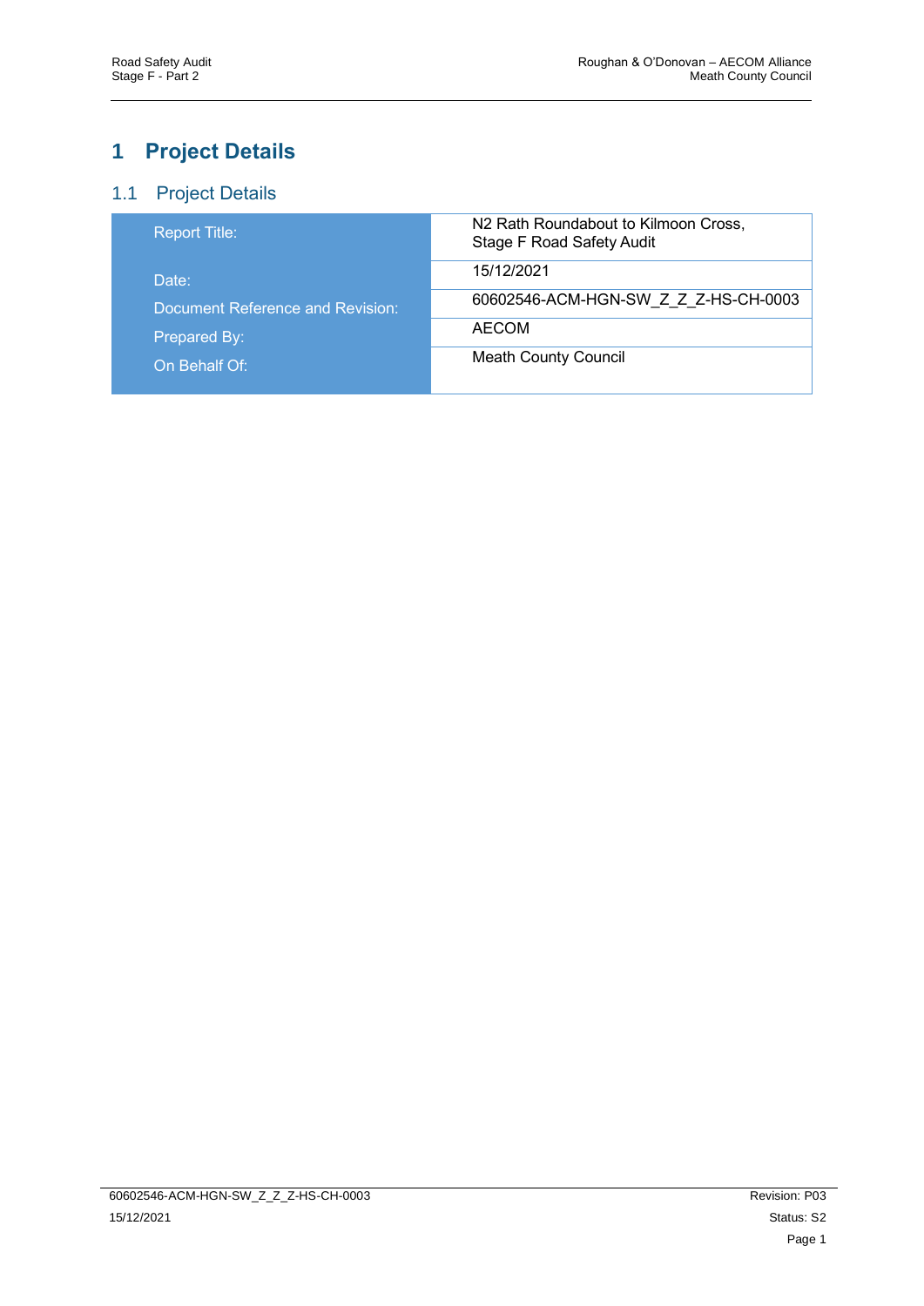# 1 Project Details

## 1.1 Project Details

| | |
|---|---|
| Report Title: | N2 Rath Roundabout to Kilmoon Cross, Stage F Road Safety Audit |
| Date: | 15/12/2021 |
| Document Reference and Revision: | 60602546-ACM-HGN-SW_Z_Z_Z-HS-CH-0003 |
| Prepared By: | AECOM |
| On Behalf Of: | Meath County Council |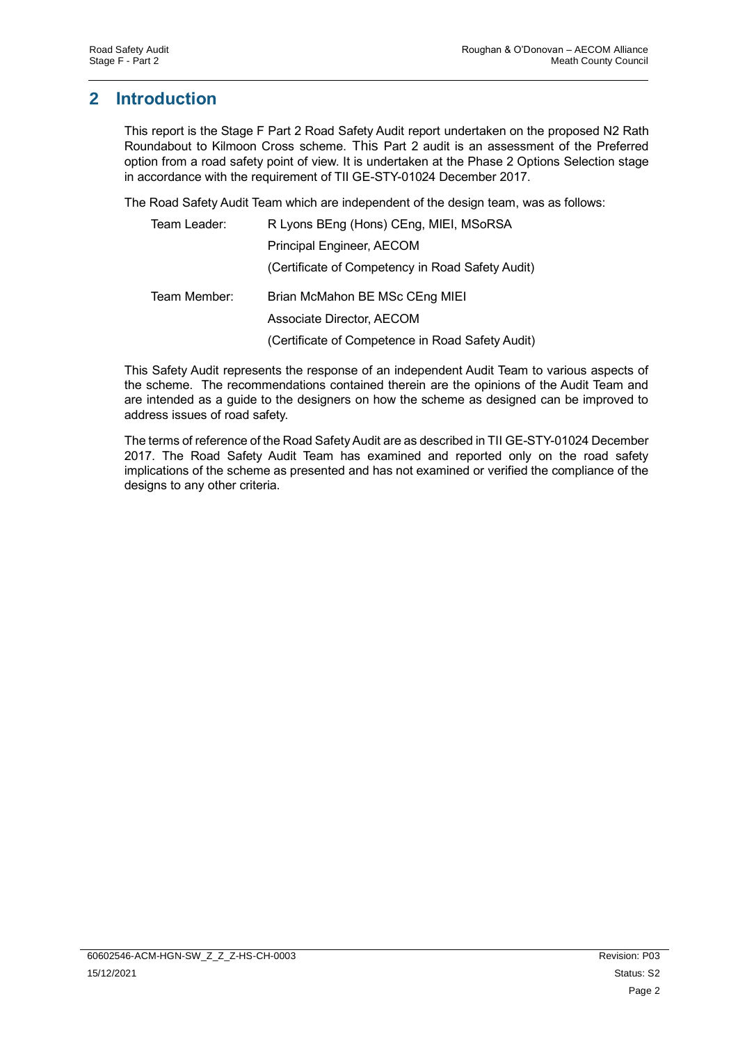## 2 Introduction

This report is the Stage F Part 2 Road Safety Audit report undertaken on the proposed N2 Rath Roundabout to Kilmoon Cross scheme. This Part 2 audit is an assessment of the Preferred option from a road safety point of view. It is undertaken at the Phase 2 Options Selection stage in accordance with the requirement of TII GE-STY-01024 December 2017.

The Road Safety Audit Team which are independent of the design team, was as follows:

| | |
|---|---|
| Team Leader: | R Lyons BEng (Hons) CEng, MIEI, MSoRSA |
| | Principal Engineer, AECOM |
| | (Certificate of Competency in Road Safety Audit) |
| Team Member: | Brian McMahon BE MSc CEng MIEI |
| | Associate Director, AECOM |
| | (Certificate of Competence in Road Safety Audit) |

This Safety Audit represents the response of an independent Audit Team to various aspects of the scheme. The recommendations contained therein are the opinions of the Audit Team and are intended as a guide to the designers on how the scheme as designed can be improved to address issues of road safety.

The terms of reference of the Road Safety Audit are as described in TII GE-STY-01024 December 2017. The Road Safety Audit Team has examined and reported only on the road safety implications of the scheme as presented and has not examined or verified the compliance of the designs to any other criteria.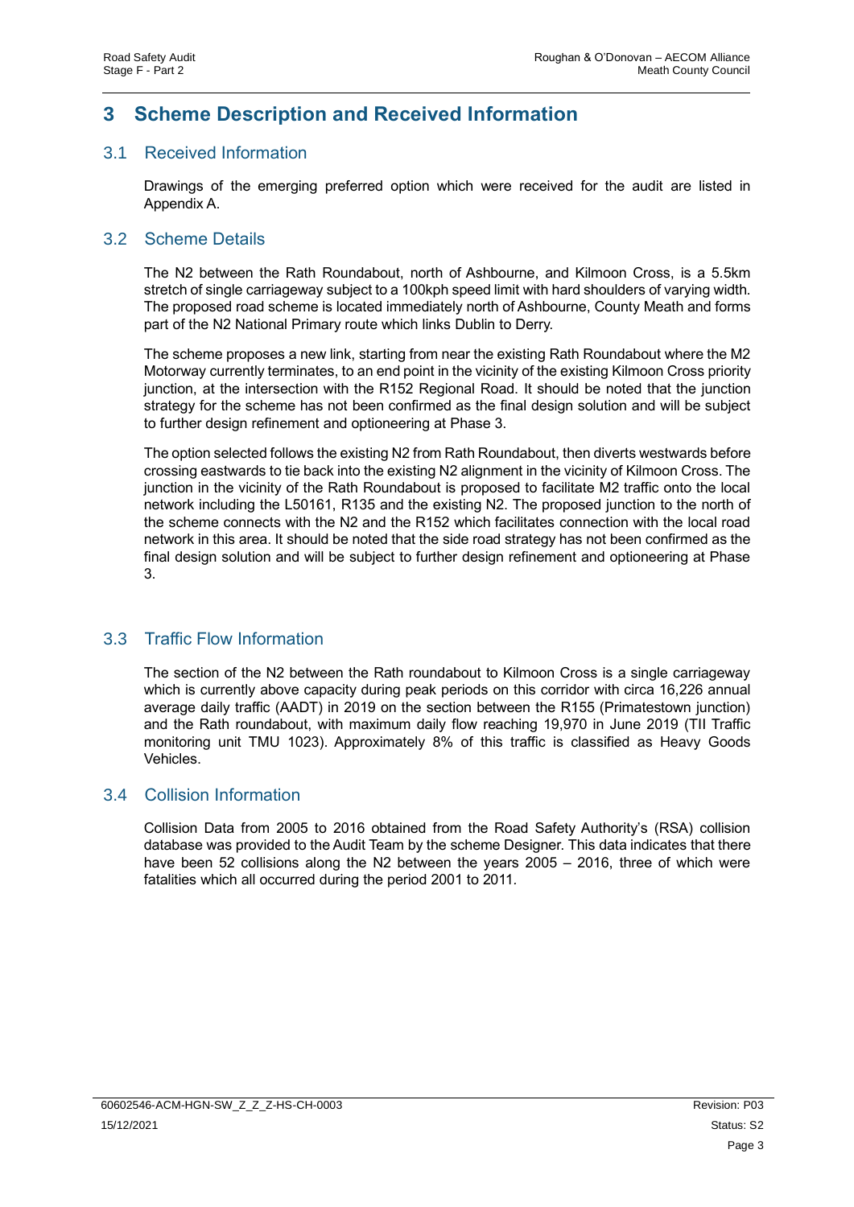# 3 Scheme Description and Received Information

## 3.1 Received Information

Drawings of the emerging preferred option which were received for the audit are listed in Appendix A.

## 3.2 Scheme Details

The N2 between the Rath Roundabout, north of Ashbourne, and Kilmoon Cross, is a 5.5km stretch of single carriageway subject to a 100kph speed limit with hard shoulders of varying width. The proposed road scheme is located immediately north of Ashbourne, County Meath and forms part of the N2 National Primary route which links Dublin to Derry.

The scheme proposes a new link, starting from near the existing Rath Roundabout where the M2 Motorway currently terminates, to an end point in the vicinity of the existing Kilmoon Cross priority junction, at the intersection with the R152 Regional Road. It should be noted that the junction strategy for the scheme has not been confirmed as the final design solution and will be subject to further design refinement and optioneering at Phase 3.

The option selected follows the existing N2 from Rath Roundabout, then diverts westwards before crossing eastwards to tie back into the existing N2 alignment in the vicinity of Kilmoon Cross. The junction in the vicinity of the Rath Roundabout is proposed to facilitate M2 traffic onto the local network including the L50161, R135 and the existing N2. The proposed junction to the north of the scheme connects with the N2 and the R152 which facilitates connection with the local road network in this area. It should be noted that the side road strategy has not been confirmed as the final design solution and will be subject to further design refinement and optioneering at Phase 3.

## 3.3 Traffic Flow Information

The section of the N2 between the Rath roundabout to Kilmoon Cross is a single carriageway which is currently above capacity during peak periods on this corridor with circa 16,226 annual average daily traffic (AADT) in 2019 on the section between the R155 (Primatestown junction) and the Rath roundabout, with maximum daily flow reaching 19,970 in June 2019 (TII Traffic monitoring unit TMU 1023). Approximately 8% of this traffic is classified as Heavy Goods Vehicles.

## 3.4 Collision Information

Collision Data from 2005 to 2016 obtained from the Road Safety Authority's (RSA) collision database was provided to the Audit Team by the scheme Designer. This data indicates that there have been 52 collisions along the N2 between the years 2005 – 2016, three of which were fatalities which all occurred during the period 2001 to 2011.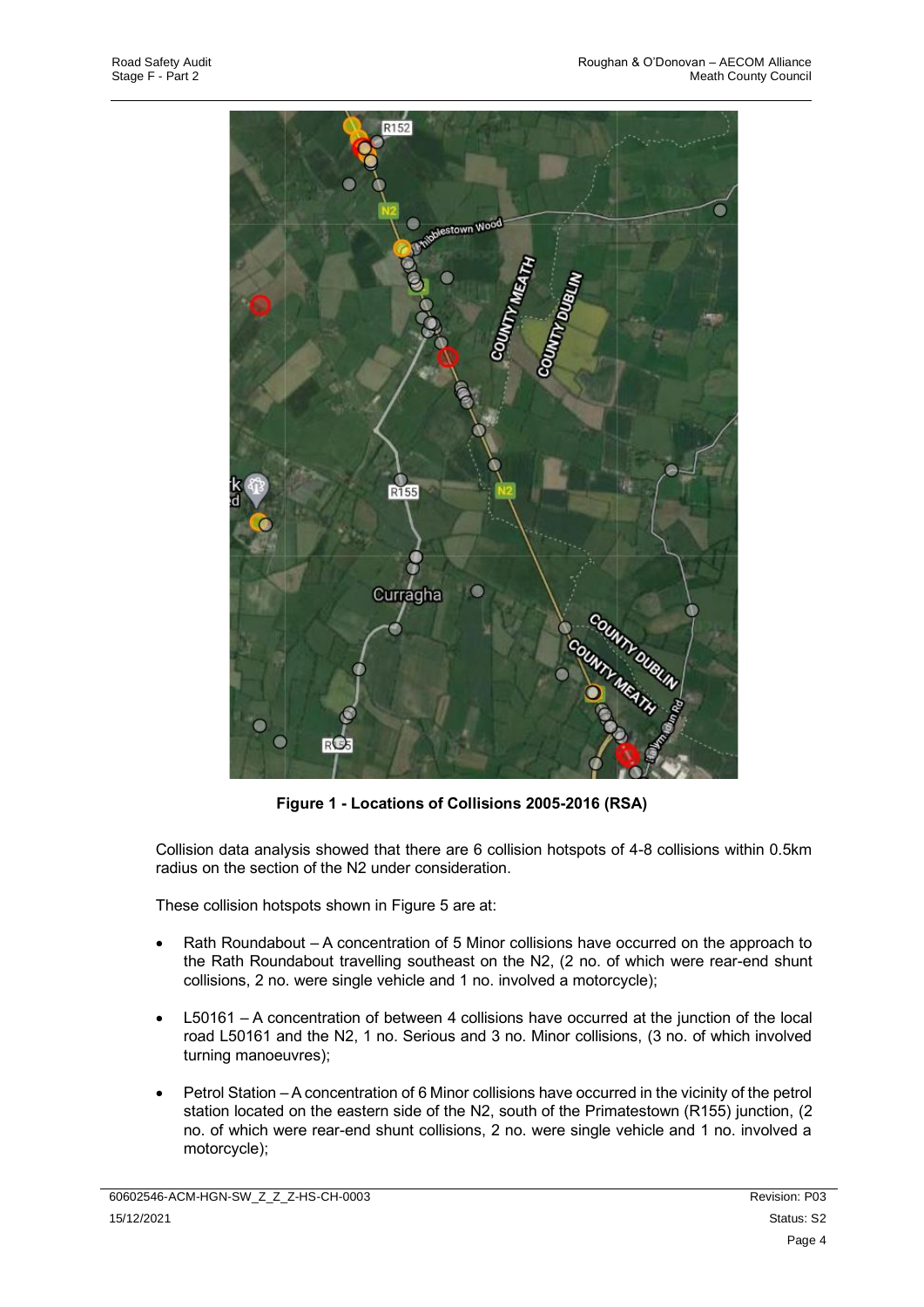**Figure 1 - Locations of Collisions 2005-2016 (RSA)**

Collision data analysis showed that there are 6 collision hotspots of 4-8 collisions within 0.5km radius on the section of the N2 under consideration.

These collision hotspots shown in Figure 5 are at:

- Rath Roundabout – A concentration of 5 Minor collisions have occurred on the approach to the Rath Roundabout travelling southeast on the N2, (2 no. of which were rear-end shunt collisions, 2 no. were single vehicle and 1 no. involved a motorcycle);
- L50161 – A concentration of between 4 collisions have occurred at the junction of the local road L50161 and the N2, 1 no. Serious and 3 no. Minor collisions, (3 no. of which involved turning manoeuvres);
- Petrol Station – A concentration of 6 Minor collisions have occurred in the vicinity of the petrol station located on the eastern side of the N2, south of the Primatestown (R155) junction, (2 no. of which were rear-end shunt collisions, 2 no. were single vehicle and 1 no. involved a motorcycle);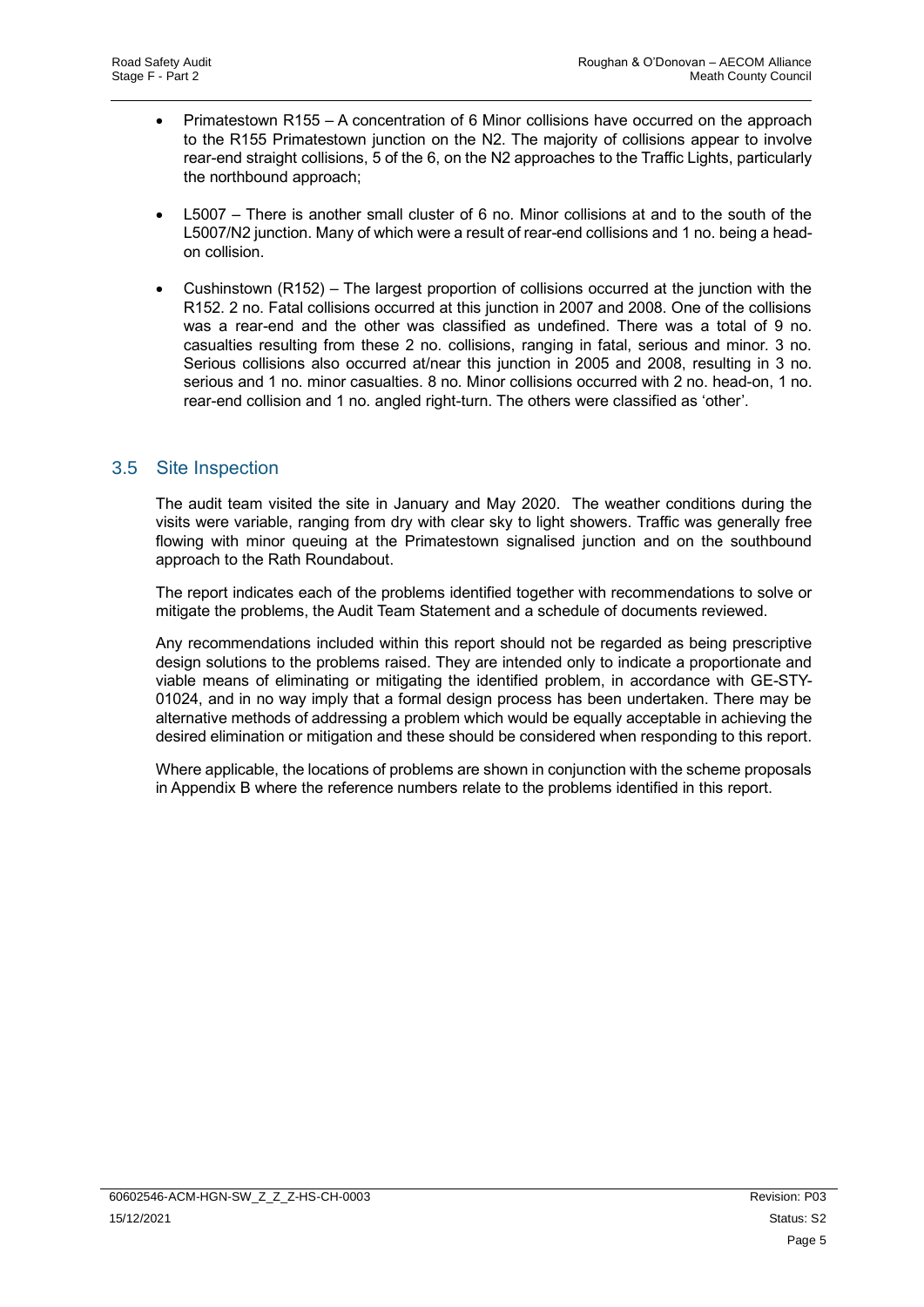- Primatestown R155 – A concentration of 6 Minor collisions have occurred on the approach to the R155 Primatestown junction on the N2. The majority of collisions appear to involve rear-end straight collisions, 5 of the 6, on the N2 approaches to the Traffic Lights, particularly the northbound approach;

- L5007 – There is another small cluster of 6 no. Minor collisions at and to the south of the L5007/N2 junction. Many of which were a result of rear-end collisions and 1 no. being a head-on collision.

- Cushinstown (R152) – The largest proportion of collisions occurred at the junction with the R152. 2 no. Fatal collisions occurred at this junction in 2007 and 2008. One of the collisions was a rear-end and the other was classified as undefined. There was a total of 9 no. casualties resulting from these 2 no. collisions, ranging in fatal, serious and minor. 3 no. Serious collisions also occurred at/near this junction in 2005 and 2008, resulting in 3 no. serious and 1 no. minor casualties. 8 no. Minor collisions occurred with 2 no. head-on, 1 no. rear-end collision and 1 no. angled right-turn. The others were classified as 'other'.

## 3.5 Site Inspection

The audit team visited the site in January and May 2020. The weather conditions during the visits were variable, ranging from dry with clear sky to light showers. Traffic was generally free flowing with minor queuing at the Primatestown signalised junction and on the southbound approach to the Rath Roundabout.

The report indicates each of the problems identified together with recommendations to solve or mitigate the problems, the Audit Team Statement and a schedule of documents reviewed.

Any recommendations included within this report should not be regarded as being prescriptive design solutions to the problems raised. They are intended only to indicate a proportionate and viable means of eliminating or mitigating the identified problem, in accordance with GE-STY-01024, and in no way imply that a formal design process has been undertaken. There may be alternative methods of addressing a problem which would be equally acceptable in achieving the desired elimination or mitigation and these should be considered when responding to this report.

Where applicable, the locations of problems are shown in conjunction with the scheme proposals in Appendix B where the reference numbers relate to the problems identified in this report.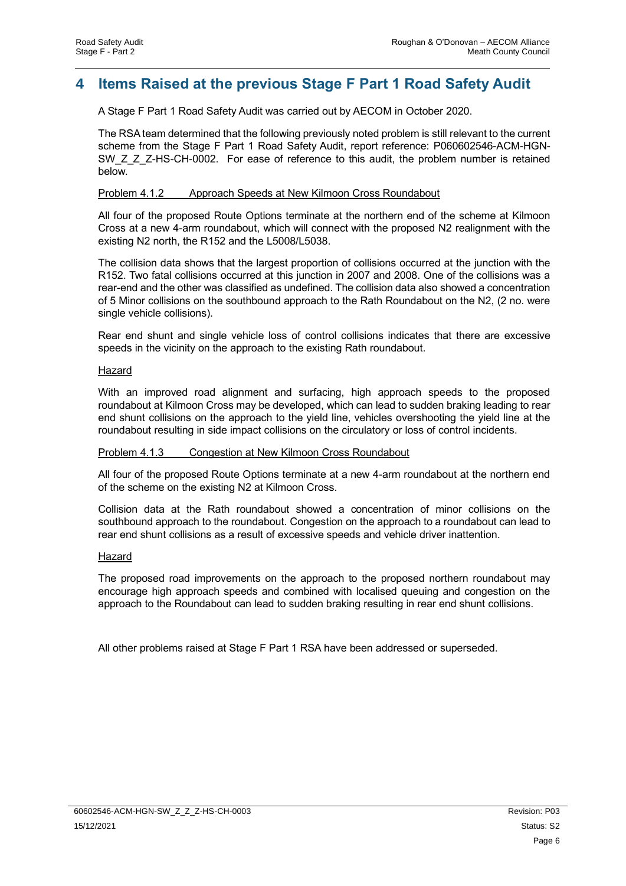# 4 Items Raised at the previous Stage F Part 1 Road Safety Audit

A Stage F Part 1 Road Safety Audit was carried out by AECOM in October 2020.

The RSA team determined that the following previously noted problem is still relevant to the current scheme from the Stage F Part 1 Road Safety Audit, report reference: P060602546-ACM-HGN-SW_Z_Z_Z-HS-CH-0002. For ease of reference to this audit, the problem number is retained below.

Problem 4.1.2 Approach Speeds at New Kilmoon Cross Roundabout

All four of the proposed Route Options terminate at the northern end of the scheme at Kilmoon Cross at a new 4-arm roundabout, which will connect with the proposed N2 realignment with the existing N2 north, the R152 and the L5008/L5038.

The collision data shows that the largest proportion of collisions occurred at the junction with the R152. Two fatal collisions occurred at this junction in 2007 and 2008. One of the collisions was a rear-end and the other was classified as undefined. The collision data also showed a concentration of 5 Minor collisions on the southbound approach to the Rath Roundabout on the N2, (2 no. were single vehicle collisions).

Rear end shunt and single vehicle loss of control collisions indicates that there are excessive speeds in the vicinity on the approach to the existing Rath roundabout.

Hazard

With an improved road alignment and surfacing, high approach speeds to the proposed roundabout at Kilmoon Cross may be developed, which can lead to sudden braking leading to rear end shunt collisions on the approach to the yield line, vehicles overshooting the yield line at the roundabout resulting in side impact collisions on the circulatory or loss of control incidents.

Problem 4.1.3 Congestion at New Kilmoon Cross Roundabout

All four of the proposed Route Options terminate at a new 4-arm roundabout at the northern end of the scheme on the existing N2 at Kilmoon Cross.

Collision data at the Rath roundabout showed a concentration of minor collisions on the southbound approach to the roundabout. Congestion on the approach to a roundabout can lead to rear end shunt collisions as a result of excessive speeds and vehicle driver inattention.

Hazard

The proposed road improvements on the approach to the proposed northern roundabout may encourage high approach speeds and combined with localised queuing and congestion on the approach to the Roundabout can lead to sudden braking resulting in rear end shunt collisions.

All other problems raised at Stage F Part 1 RSA have been addressed or superseded.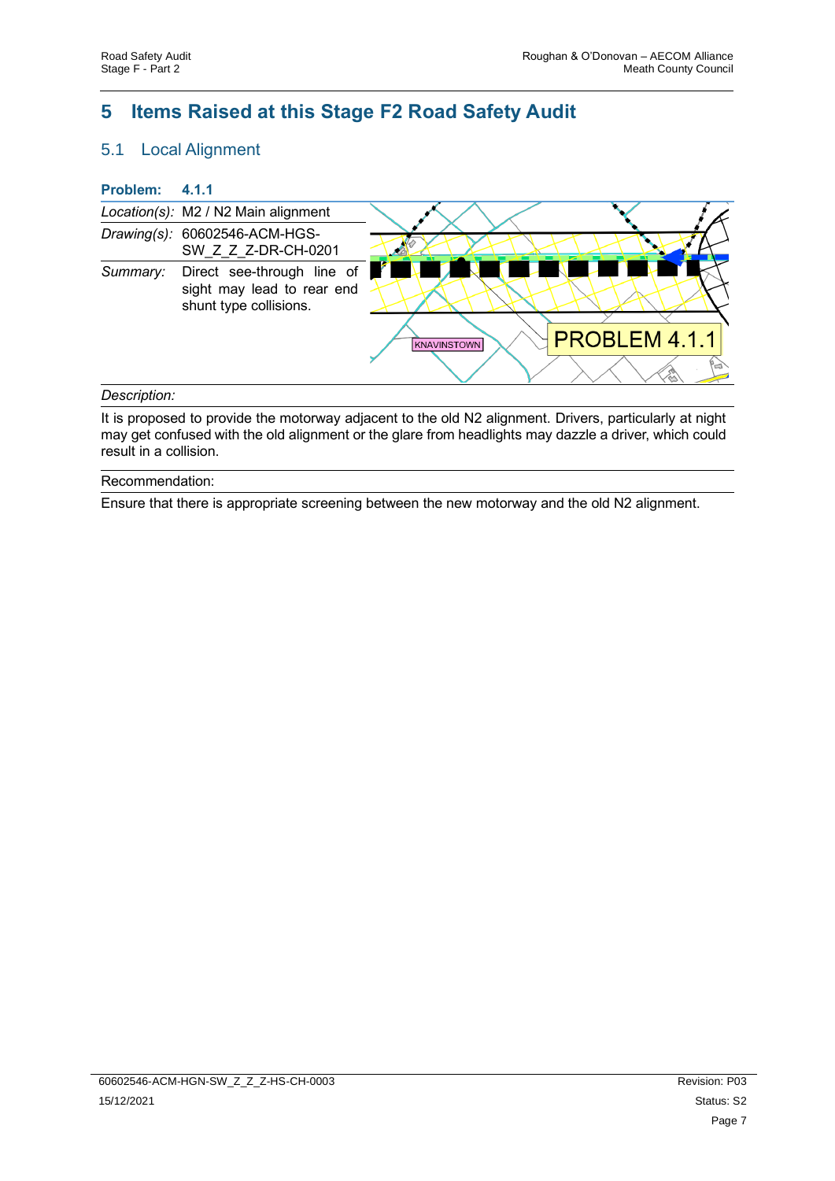# 5 Items Raised at this Stage F2 Road Safety Audit

## 5.1 Local Alignment

**Problem: 4.1.1**

| | |
|---|---|
| *Location(s):* | M2 / N2 Main alignment |
| *Drawing(s):* | 60602546-ACM-HGS-SW_Z_Z_Z-DR-CH-0201 |
| *Summary:* | Direct see-through line of sight may lead to rear end shunt type collisions. |

*Description:*

It is proposed to provide the motorway adjacent to the old N2 alignment. Drivers, particularly at night may get confused with the old alignment or the glare from headlights may dazzle a driver, which could result in a collision.

Recommendation:

Ensure that there is appropriate screening between the new motorway and the old N2 alignment.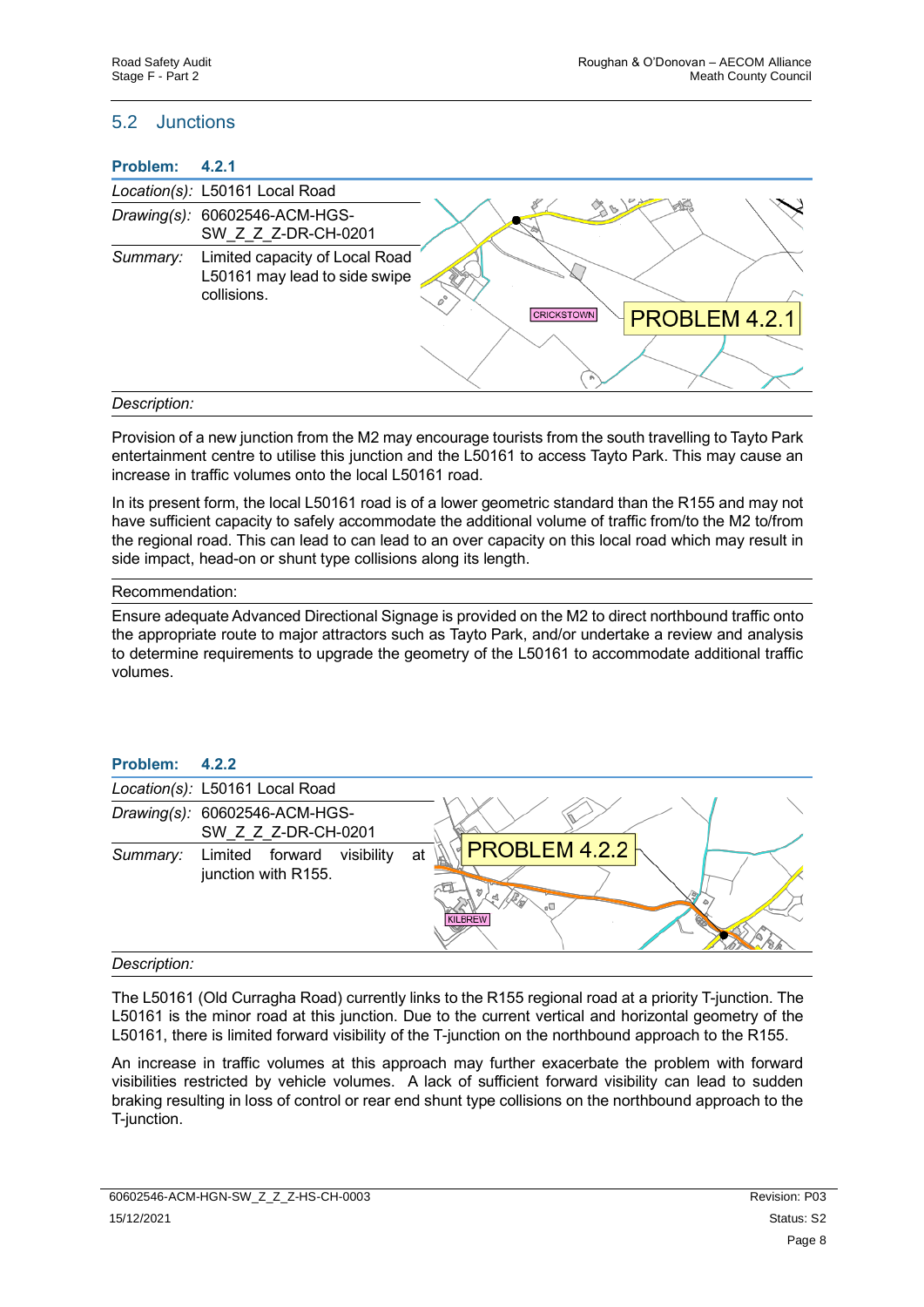## 5.2 Junctions

**Problem: 4.2.1**

| | |
|---|---|
| *Location(s):* | L50161 Local Road |
| *Drawing(s):* | 60602546-ACM-HGS-SW_Z_Z_Z-DR-CH-0201 |
| *Summary:* | Limited capacity of Local Road L50161 may lead to side swipe collisions. |

*Description:*

Provision of a new junction from the M2 may encourage tourists from the south travelling to Tayto Park entertainment centre to utilise this junction and the L50161 to access Tayto Park. This may cause an increase in traffic volumes onto the local L50161 road.

In its present form, the local L50161 road is of a lower geometric standard than the R155 and may not have sufficient capacity to safely accommodate the additional volume of traffic from/to the M2 to/from the regional road. This can lead to can lead to over capacity on this local road which may result in side impact, head-on or shunt type collisions along its length.

Recommendation:

Ensure adequate Advanced Directional Signage is provided on the M2 to direct northbound traffic onto the appropriate route to major attractors such as Tayto Park, and/or undertake a review and analysis to determine requirements to upgrade the geometry of the L50161 to accommodate additional traffic volumes.

**Problem: 4.2.2**

| | |
|---|---|
| *Location(s):* | L50161 Local Road |
| *Drawing(s):* | 60602546-ACM-HGS-SW_Z_Z_Z-DR-CH-0201 |
| *Summary:* | Limited forward visibility at junction with R155. |

*Description:*

The L50161 (Old Curragha Road) currently links to the R155 regional road at a priority T-junction. The L50161 is the minor road at this junction. Due to the current vertical and horizontal geometry of the L50161, there is limited forward visibility of the T-junction on the northbound approach to the R155.

An increase in traffic volumes at this approach may further exacerbate the problem with forward visibilities restricted by vehicle volumes. A lack of sufficient forward visibility can lead to sudden braking resulting in loss of control or rear end shunt type collisions on the northbound approach to the T-junction.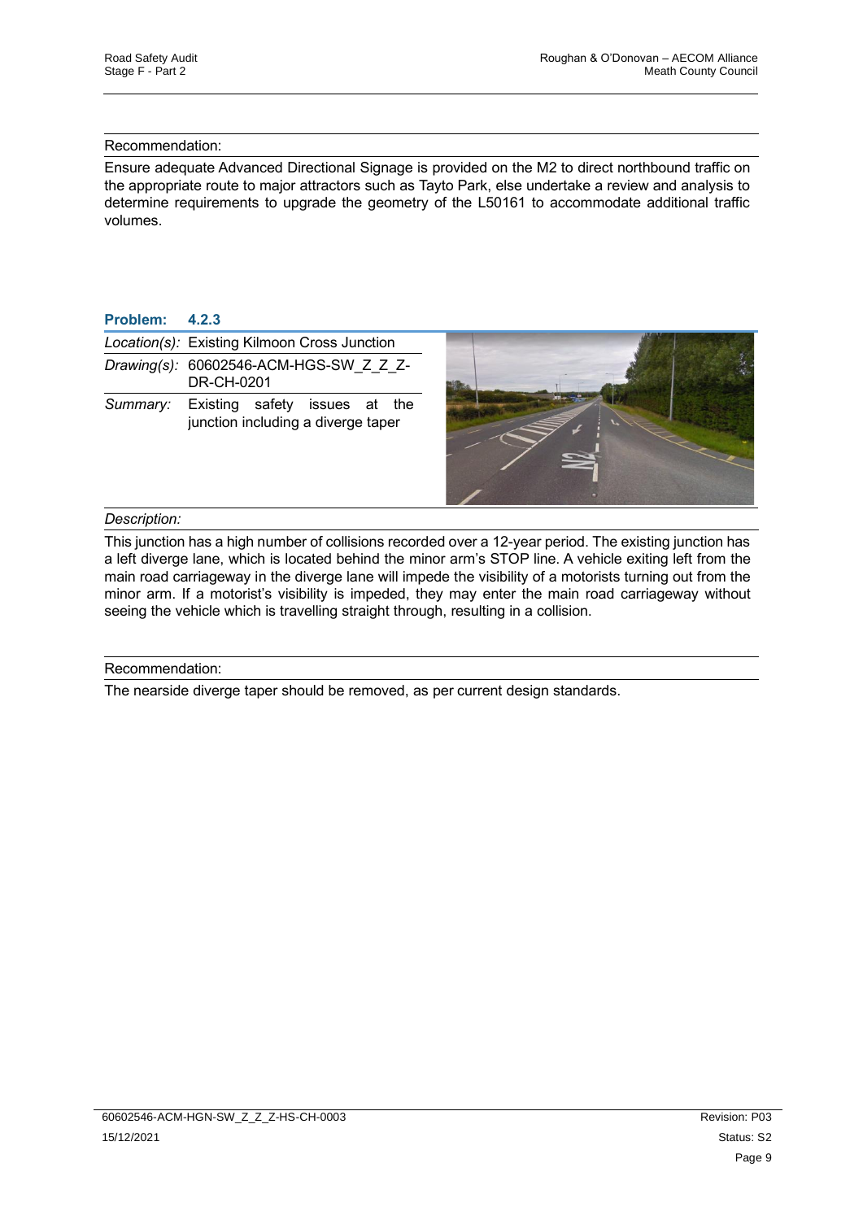Recommendation:

Ensure adequate Advanced Directional Signage is provided on the M2 to direct northbound traffic on the appropriate route to major attractors such as Tayto Park, else undertake a review and analysis to determine requirements to upgrade the geometry of the L50161 to accommodate additional traffic volumes.

**Problem: 4.2.3**

| | |
|---|---|
| *Location(s):* | Existing Kilmoon Cross Junction |
| *Drawing(s):* | 60602546-ACM-HGS-SW_Z_Z_Z-DR-CH-0201 |
| *Summary:* | Existing safety issues at the junction including a diverge taper |

*Description:*

This junction has a high number of collisions recorded over a 12-year period. The existing junction has a left diverge lane, which is located behind the minor arm's STOP line. A vehicle exiting left from the main road carriageway in the diverge lane will impede the visibility of a motorists turning out from the minor arm. If a motorist's visibility is impeded, they may enter the main road carriageway without seeing the vehicle which is travelling straight through, resulting in a collision.

Recommendation:

The nearside diverge taper should be removed, as per current design standards.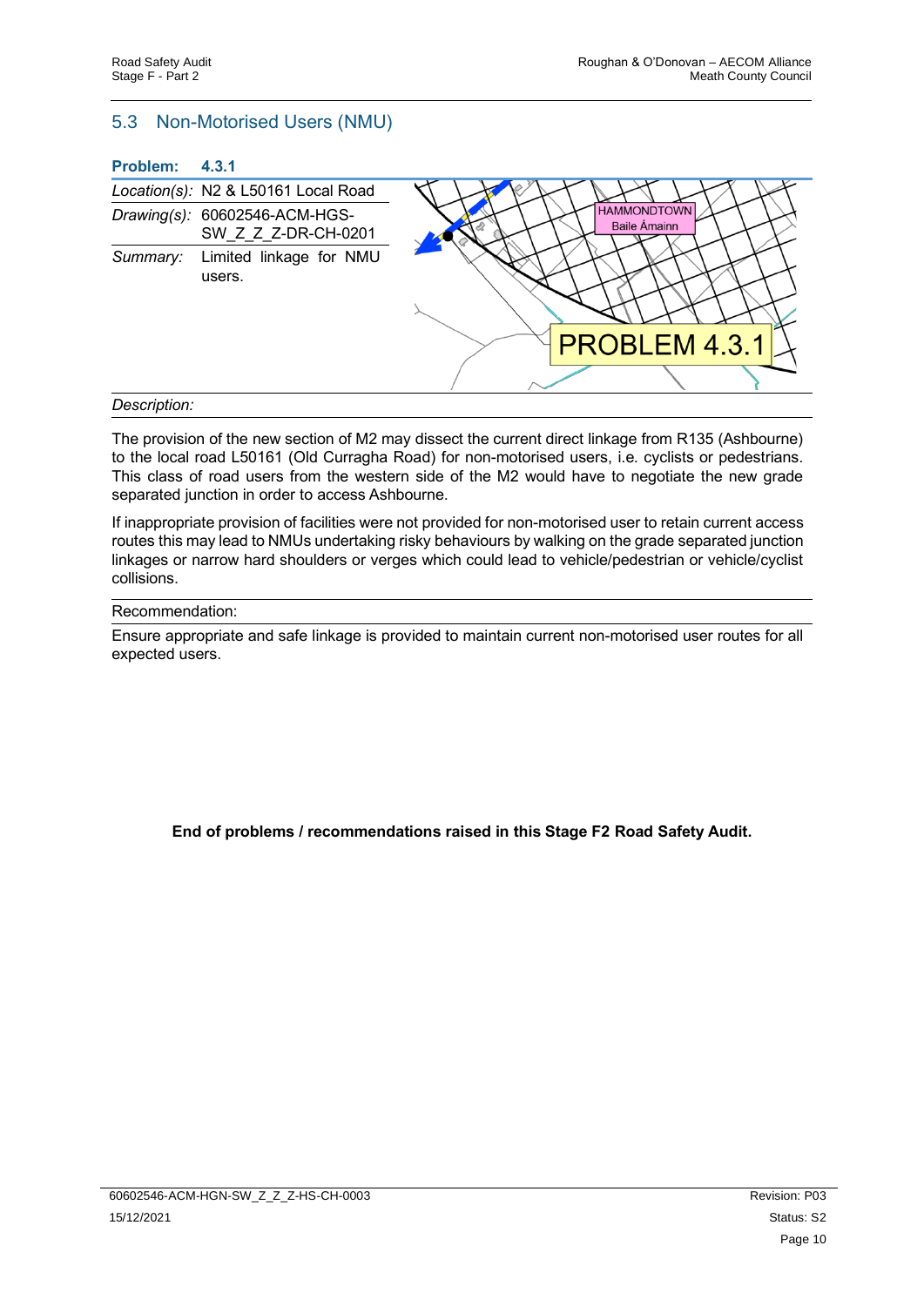## 5.3 Non-Motorised Users (NMU)

**Problem: 4.3.1**

| | |
|---|---|
| *Location(s):* | N2 & L50161 Local Road |
| *Drawing(s):* | 60602546-ACM-HGS-SW_Z_Z_Z-DR-CH-0201 |
| *Summary:* | Limited linkage for NMU users. |

*Description:*

The provision of the new section of M2 may dissect the current direct linkage from R135 (Ashbourne) to the local road L50161 (Old Curragha Road) for non-motorised users, i.e. cyclists or pedestrians. This class of road users from the western side of the M2 would have to negotiate the new grade separated junction in order to access Ashbourne.

If inappropriate provision of facilities were not provided for non-motorised user to retain current access routes this may lead to NMUs undertaking risky behaviours by walking on the grade separated junction linkages or narrow hard shoulders or verges which could lead to vehicle/pedestrian or vehicle/cyclist collisions.

Recommendation:

Ensure appropriate and safe linkage is provided to maintain current non-motorised user routes for all expected users.

**End of problems / recommendations raised in this Stage F2 Road Safety Audit.**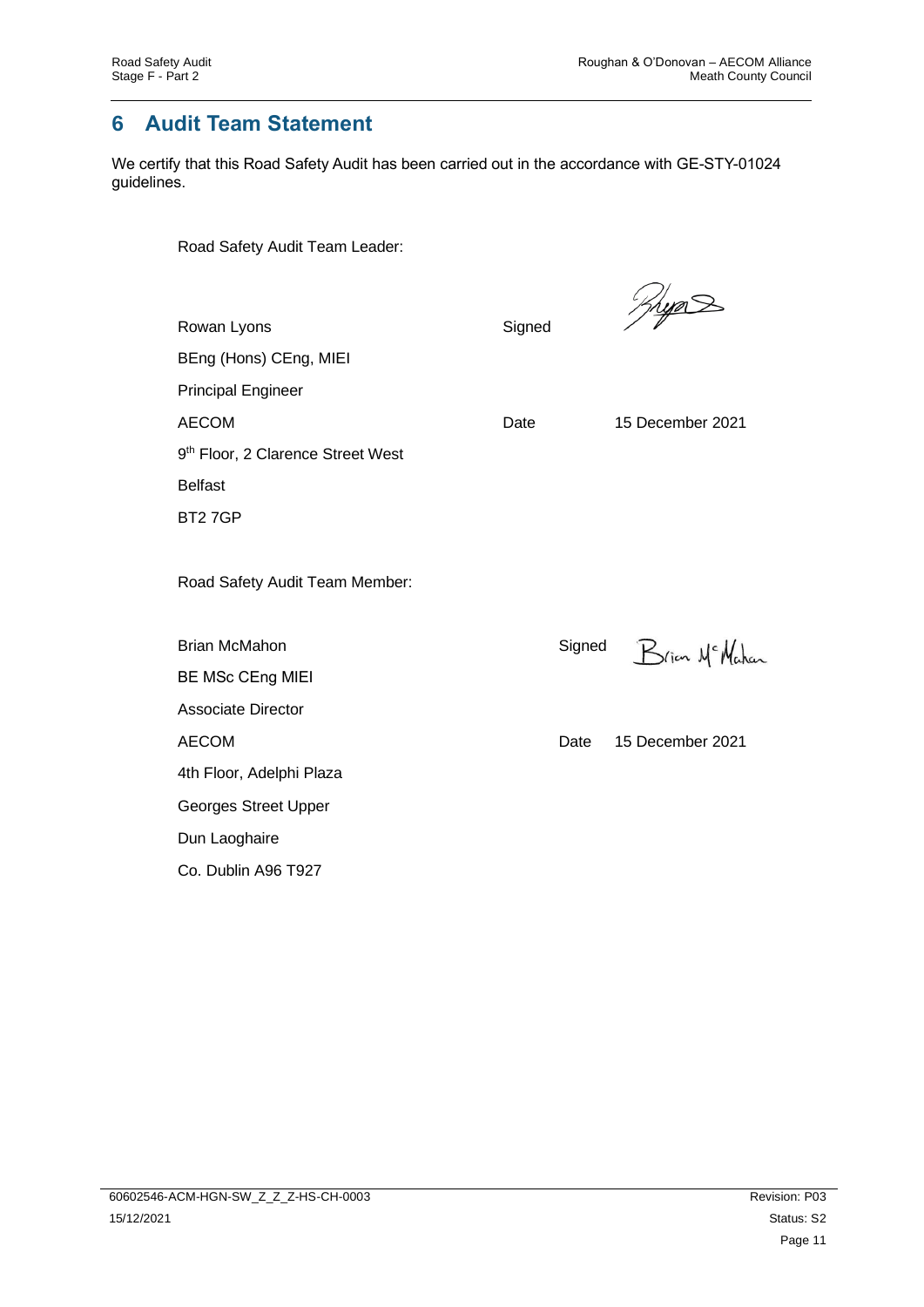## 6 Audit Team Statement

We certify that this Road Safety Audit has been carried out in the accordance with GE-STY-01024 guidelines.

Road Safety Audit Team Leader:

| | | |
|---|---|---|
| Rowan Lyons | Signed | |
| BEng (Hons) CEng, MIEI | | |
| Principal Engineer | | |
| AECOM | Date | 15 December 2021 |
| 9th Floor, 2 Clarence Street West | | |
| Belfast | | |
| BT2 7GP | | |

Road Safety Audit Team Member:

| | | |
|---|---|---|
| Brian McMahon | Signed | Brian McMahon |
| BE MSc CEng MIEI | | |
| Associate Director | | |
| AECOM | Date | 15 December 2021 |
| 4th Floor, Adelphi Plaza | | |
| Georges Street Upper | | |
| Dun Laoghaire | | |
| Co. Dublin A96 T927 | | |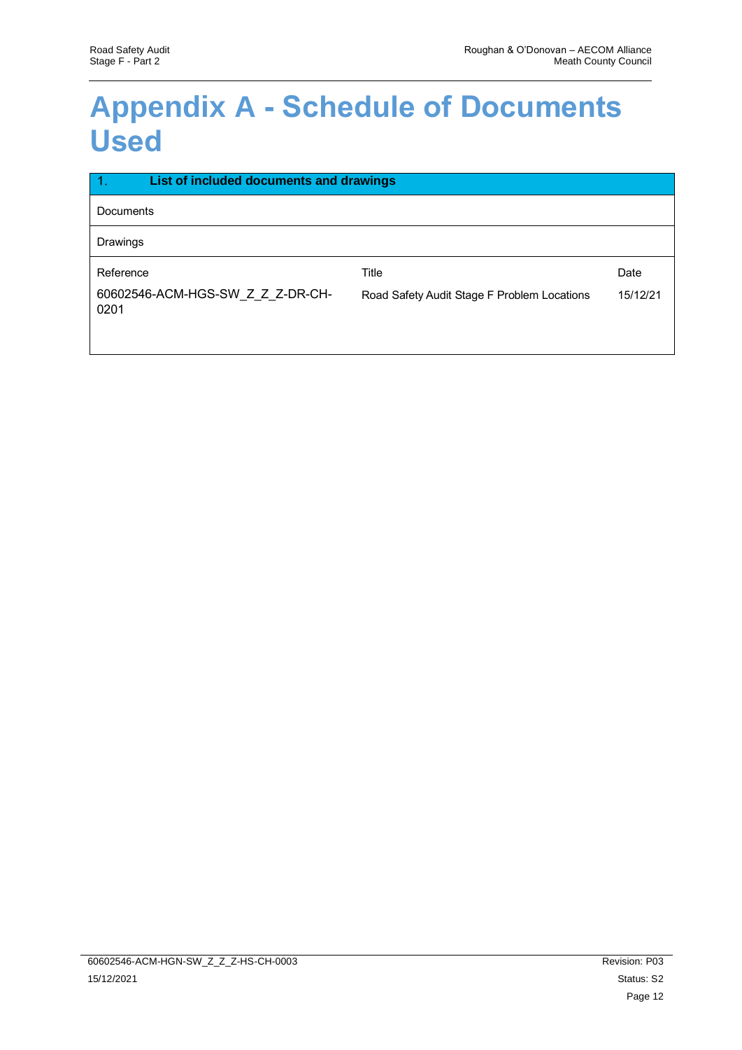# Appendix A - Schedule of Documents Used

| 1. List of included documents and drawings | | |
|---|---|---|
| Documents | | |
| Drawings | | |
| Reference | Title | Date |
| 60602546-ACM-HGS-SW_Z_Z_Z-DR-CH-0201 | Road Safety Audit Stage F Problem Locations | 15/12/21 |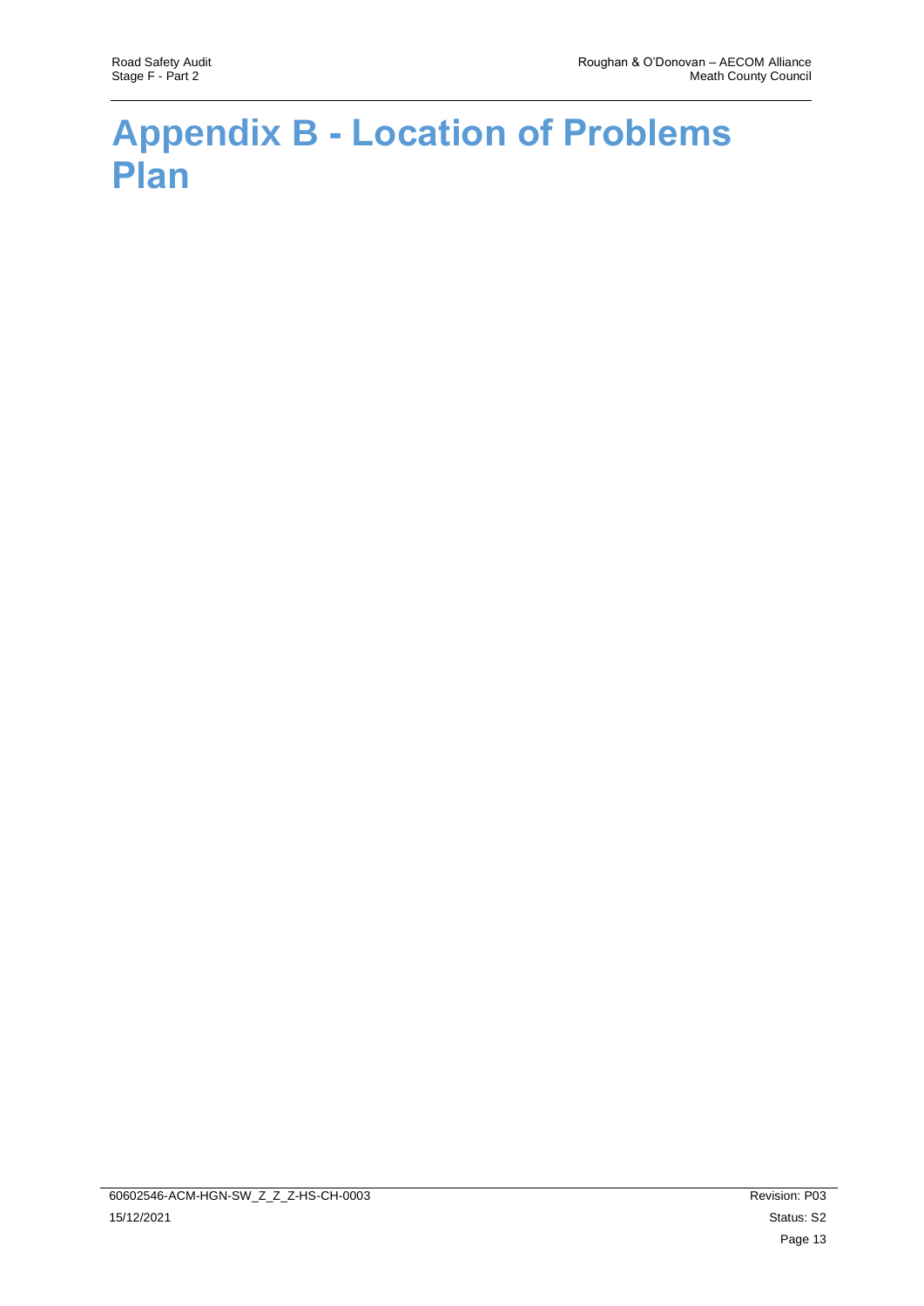# Appendix B - Location of Problems Plan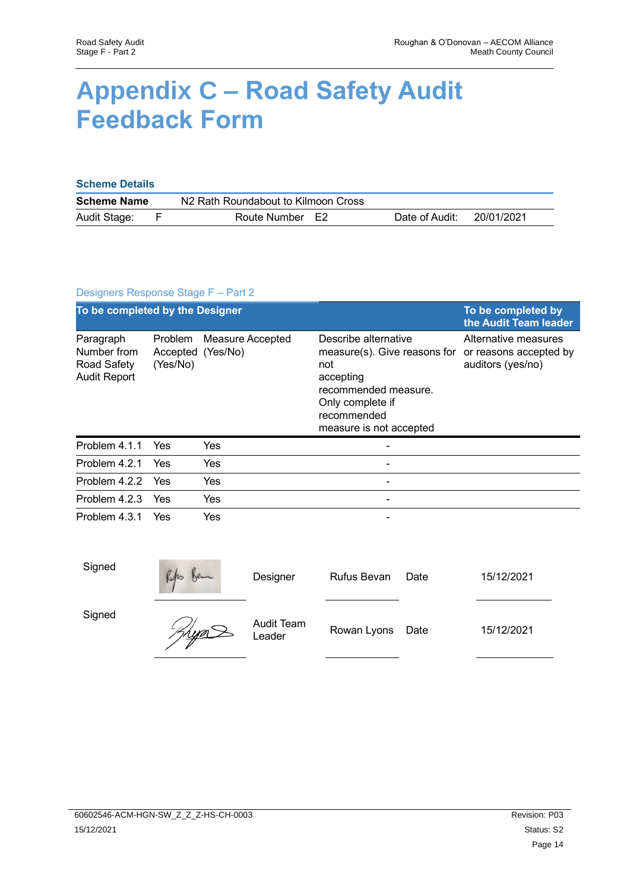# Appendix C – Road Safety Audit Feedback Form

### Scheme Details

| | | | | | |
|---|---|---|---|---|---|
| **Scheme Name** | N2 Rath Roundabout to Kilmoon Cross | | | | |
| Audit Stage: | F | Route Number | E2 | Date of Audit: | 20/01/2021 |

Designers Response Stage F – Part 2

| **To be completed by the Designer** | | | | **To be completed by the Audit Team leader** |
|---|---|---|---|---|
| Paragraph Number from Road Safety Audit Report | Problem Accepted (Yes/No) | Measure Accepted (Yes/No) | Describe alternative measure(s). Give reasons for not accepting recommended measure. Only complete if recommended measure is not accepted | Alternative measures or reasons accepted by auditors (yes/no) |
| Problem 4.1.1 | Yes | Yes | - | |
| Problem 4.2.1 | Yes | Yes | - | |
| Problem 4.2.2 | Yes | Yes | - | |
| Problem 4.2.3 | Yes | Yes | - | |
| Problem 4.3.1 | Yes | Yes | - | |

| | | | | | |
|---|---|---|---|---|---|
| Signed | [signature] | Designer | Rufus Bevan | Date | 15/12/2021 |
| Signed | [signature] | Audit Team Leader | Rowan Lyons | Date | 15/12/2021 |